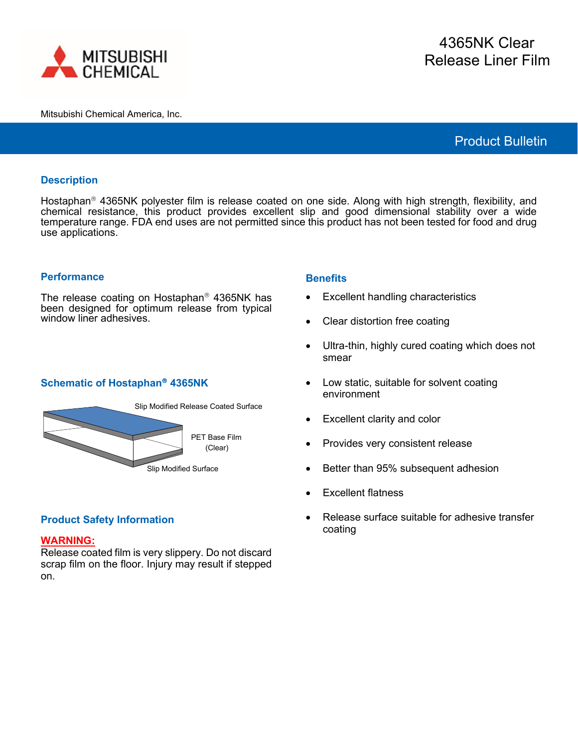# 4365NK Clear Release Liner Film

Mitsubishi Chemical America, Inc.

Product Bulletin

## Description

Hostaphan® 4365NK polyester film is release coated on one side. Along with high strength, flexibility, and chemical resistance, this product provides excellent slip and good dimensional stability over a wide temperature range. FDA end uses are not permitted since this product has not been tested for food and drug use applications.

## Performance

The release coating on Hostaphan® 4365NK has been designed for optimum release from typical window liner adhesives.

## Schematic of Hostaphan® 4365NK

Slip Modified Release Coated Surface

PET Base Film (Clear)

Slip Modified Surface

## Product Safety Information

**WARNING:**
Release coated film is very slippery. Do not discard scrap film on the floor. Injury may result if stepped on.

## Benefits

- Excellent handling characteristics
- Clear distortion free coating
- Ultra-thin, highly cured coating which does not smear
- Low static, suitable for solvent coating environment
- Excellent clarity and color
- Provides very consistent release
- Better than 95% subsequent adhesion
- Excellent flatness
- Release surface suitable for adhesive transfer coating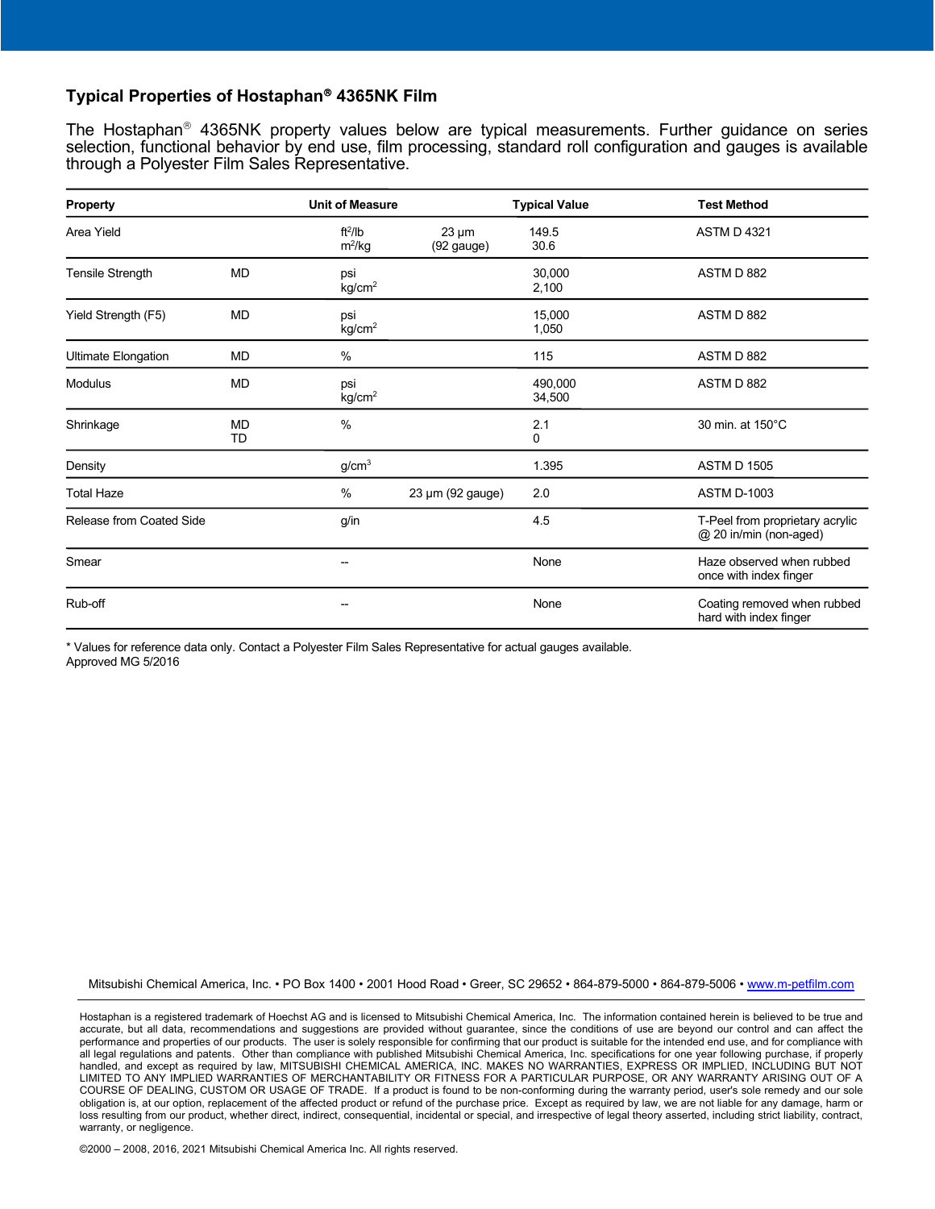## Typical Properties of Hostaphan® 4365NK Film

The Hostaphan® 4365NK property values below are typical measurements. Further guidance on series selection, functional behavior by end use, film processing, standard roll configuration and gauges is available through a Polyester Film Sales Representative.

| Property | | Unit of Measure | | Typical Value | Test Method |
|---|---|---|---|---|---|
| Area Yield | | $ft^2/lb$<br>$m^2/kg$ | 23 µm<br>(92 gauge) | 149.5<br>30.6 | ASTM D 4321 |
| Tensile Strength | MD | psi<br>$kg/cm^2$ | | 30,000<br>2,100 | ASTM D 882 |
| Yield Strength (F5) | MD | psi<br>$kg/cm^2$ | | 15,000<br>1,050 | ASTM D 882 |
| Ultimate Elongation | MD | % | | 115 | ASTM D 882 |
| Modulus | MD | psi<br>$kg/cm^2$ | | 490,000<br>34,500 | ASTM D 882 |
| Shrinkage | MD<br>TD | % | | 2.1<br>0 | 30 min. at 150°C |
| Density | | $g/cm^3$ | | 1.395 | ASTM D 1505 |
| Total Haze | | % | 23 µm (92 gauge) | 2.0 | ASTM D-1003 |
| Release from Coated Side | | g/in | | 4.5 | T-Peel from proprietary acrylic @ 20 in/min (non-aged) |
| Smear | | -- | | None | Haze observed when rubbed once with index finger |
| Rub-off | | -- | | None | Coating removed when rubbed hard with index finger |

* Values for reference data only. Contact a Polyester Film Sales Representative for actual gauges available.
Approved MG 5/2016

Mitsubishi Chemical America, Inc. • PO Box 1400 • 2001 Hood Road • Greer, SC 29652 • 864-879-5000 • 864-879-5006 • www.m-petfilm.com

Hostaphan is a registered trademark of Hoechst AG and is licensed to Mitsubishi Chemical America, Inc. The information contained herein is believed to be true and accurate, but all data, recommendations and suggestions are provided without guarantee, since the conditions of use are beyond our control and can affect the performance and properties of our products. The user is solely responsible for confirming that our product is suitable for the intended end use, and for compliance with all legal regulations and patents. Other than compliance with published Mitsubishi Chemical America, Inc. specifications for one year following purchase, if properly handled, and except as required by law, MITSUBISHI CHEMICAL AMERICA, INC. MAKES NO WARRANTIES, EXPRESS OR IMPLIED, INCLUDING BUT NOT LIMITED TO ANY IMPLIED WARRANTIES OF MERCHANTABILITY OR FITNESS FOR A PARTICULAR PURPOSE, OR ANY WARRANTY ARISING OUT OF A COURSE OF DEALING, CUSTOM OR USAGE OF TRADE. If a product is found to be non-conforming during the warranty period, user's sole remedy and our sole obligation is, at our option, replacement of the affected product or refund of the purchase price. Except as required by law, we are not liable for any damage, harm or loss resulting from our product, whether direct, indirect, consequential, incidental or special, and irrespective of legal theory asserted, including strict liability, contract, warranty, or negligence.

©2000 – 2008, 2016, 2021 Mitsubishi Chemical America Inc. All rights reserved.